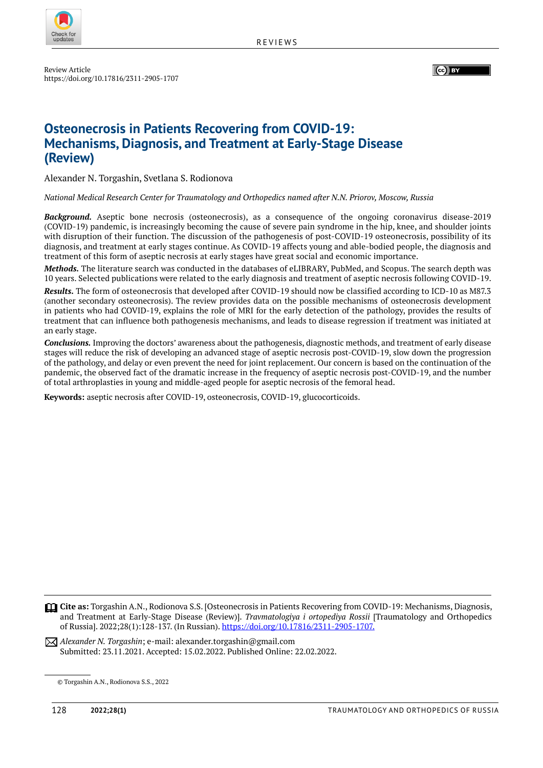Review Article
https://doi.org/10.17816/2311-2905-1707

# Osteonecrosis in Patients Recovering from COVID-19: Mechanisms, Diagnosis, and Treatment at Early-Stage Disease (Review)

Alexander N. Torgashin, Svetlana S. Rodionova

*National Medical Research Center for Traumatology and Orthopedics named after N.N. Priorov, Moscow, Russia*

***Background.*** Aseptic bone necrosis (osteonecrosis), as a consequence of the ongoing coronavirus disease-2019 (COVID-19) pandemic, is increasingly becoming the cause of severe pain syndrome in the hip, knee, and shoulder joints with disruption of their function. The discussion of the pathogenesis of post-COVID-19 osteonecrosis, possibility of its diagnosis, and treatment at early stages continue. As COVID-19 affects young and able-bodied people, the diagnosis and treatment of this form of aseptic necrosis at early stages have great social and economic importance.

***Methods.*** The literature search was conducted in the databases of eLIBRARY, PubMed, and Scopus. The search depth was 10 years. Selected publications were related to the early diagnosis and treatment of aseptic necrosis following COVID-19.

***Results.*** The form of osteonecrosis that developed after COVID-19 should now be classified according to ICD-10 as M87.3 (another secondary osteonecrosis). The review provides data on the possible mechanisms of osteonecrosis development in patients who had COVID-19, explains the role of MRI for the early detection of the pathology, provides the results of treatment that can influence both pathogenesis mechanisms, and leads to disease regression if treatment was initiated at an early stage.

***Conclusions.*** Improving the doctors' awareness about the pathogenesis, diagnostic methods, and treatment of early disease stages will reduce the risk of developing an advanced stage of aseptic necrosis post-COVID-19, slow down the progression of the pathology, and delay or even prevent the need for joint replacement. Our concern is based on the continuation of the pandemic, the observed fact of the dramatic increase in the frequency of aseptic necrosis post-COVID-19, and the number of total arthroplasties in young and middle-aged people for aseptic necrosis of the femoral head.

**Keywords:** aseptic necrosis after COVID-19, osteonecrosis, COVID-19, glucocorticoids.

---

**Cite as:** Torgashin A.N., Rodionova S.S. [Osteonecrosis in Patients Recovering from COVID-19: Mechanisms, Diagnosis, and Treatment at Early-Stage Disease (Review)]. *Travmatologiya i ortopediya Rossii* [Traumatology and Orthopedics of Russia]. 2022;28(1):128-137. (In Russian). https://doi.org/10.17816/2311-2905-1707.

*Alexander N. Torgashin*; e-mail: alexander.torgashin@gmail.com
Submitted: 23.11.2021. Accepted: 15.02.2022. Published Online: 22.02.2022.

© Torgashin A.N., Rodionova S.S., 2022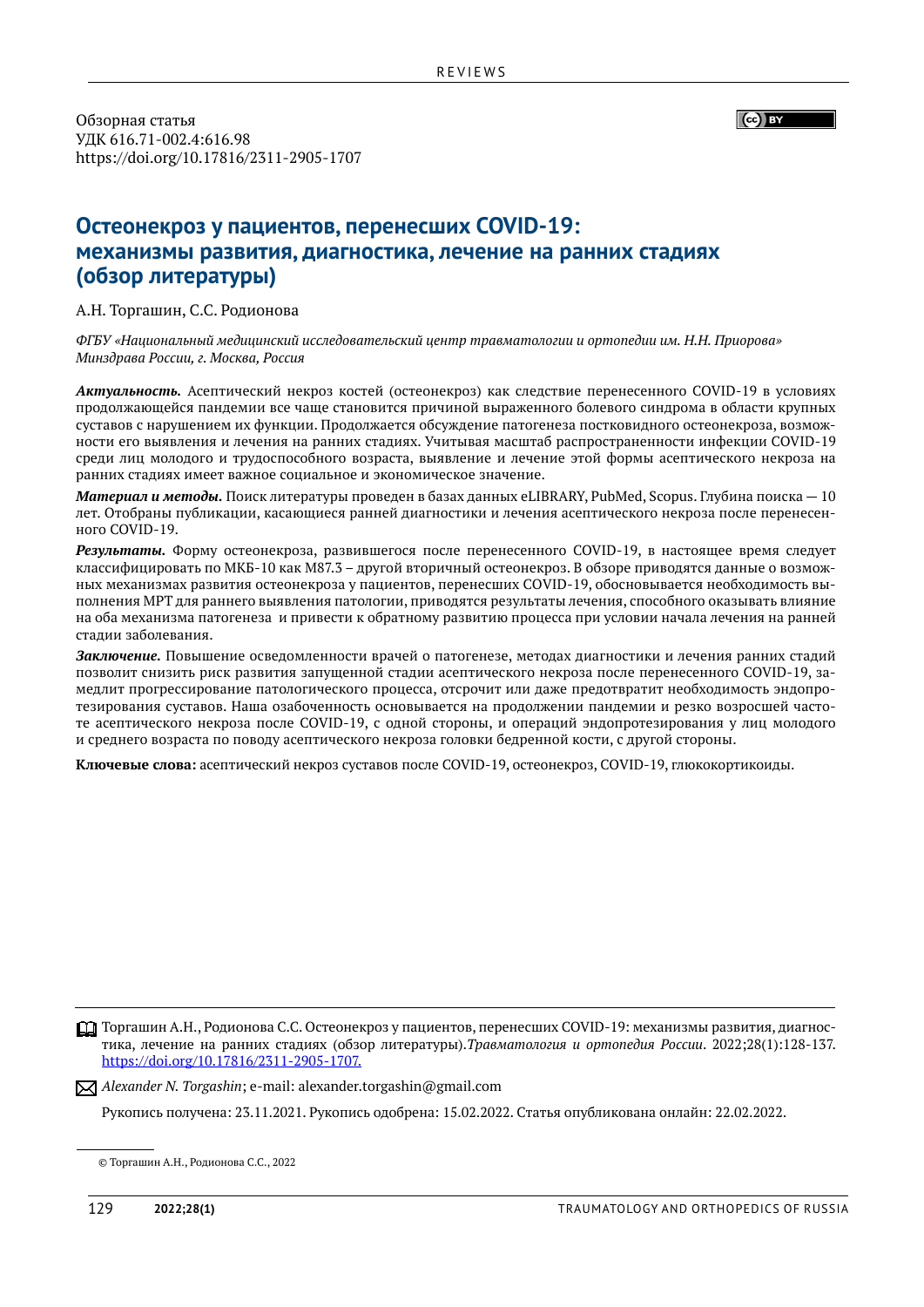Обзорная статья
УДК 616.71-002.4:616.98
https://doi.org/10.17816/2311-2905-1707

# Остеонекроз у пациентов, перенесших COVID-19: механизмы развития, диагностика, лечение на ранних стадиях (обзор литературы)

А.Н. Торгашин, С.С. Родионова

*ФГБУ «Национальный медицинский исследовательский центр травматологии и ортопедии им. Н.Н. Приорова» Минздрава России, г. Москва, Россия*

***Актуальность.*** Асептический некроз костей (остеонекроз) как следствие перенесенного COVID-19 в условиях продолжающейся пандемии все чаще становится причиной выраженного болевого синдрома в области крупных суставов с нарушением их функции. Продолжается обсуждение патогенеза постковидного остеонекроза, возможности его выявления и лечения на ранних стадиях. Учитывая масштаб распространенности инфекции COVID-19 среди лиц молодого и трудоспособного возраста, выявление и лечение этой формы асептического некроза на ранних стадиях имеет важное социальное и экономическое значение.

***Материал и методы.*** Поиск литературы проведен в базах данных eLIBRARY, PubMed, Scopus. Глубина поиска — 10 лет. Отобраны публикации, касающиеся ранней диагностики и лечения асептического некроза после перенесенного COVID-19.

***Результаты.*** Форму остеонекроза, развившегося после перенесенного COVID-19, в настоящее время следует классифицировать по МКБ-10 как M87.3 – другой вторичный остеонекроз. В обзоре приводятся данные о возможных механизмах развития остеонекроза у пациентов, перенесших COVID-19, обосновывается необходимость выполнения МРТ для раннего выявления патологии, приводятся результаты лечения, способного оказывать влияние на оба механизма патогенеза и привести к обратному развитию процесса при условии начала лечения на ранней стадии заболевания.

***Заключение.*** Повышение осведомленности врачей о патогенезе, методах диагностики и лечения ранних стадий позволит снизить риск развития запущенной стадии асептического некроза после перенесенного COVID-19, замедлит прогрессирование патологического процесса, отсрочит или даже предотвратит необходимость эндопротезирования суставов. Наша озабоченность основывается на продолжении пандемии и резко возросшей частоте асептического некроза после COVID-19, с одной стороны, и операций эндопротезирования у лиц молодого и среднего возраста по поводу асептического некроза головки бедренной кости, с другой стороны.

**Ключевые слова:** асептический некроз суставов после COVID-19, остеонекроз, COVID-19, глюкокортикоиды.

Торгашин А.Н., Родионова С.С. Остеонекроз у пациентов, перенесших COVID-19: механизмы развития, диагностика, лечение на ранних стадиях (обзор литературы). *Травматология и ортопедия России*. 2022;28(1):128-137. https://doi.org/10.17816/2311-2905-1707.

*Alexander N. Torgashin*; e-mail: alexander.torgashin@gmail.com

Рукопись получена: 23.11.2021. Рукопись одобрена: 15.02.2022. Статья опубликована онлайн: 22.02.2022.

© Торгашин А.Н., Родионова С.С., 2022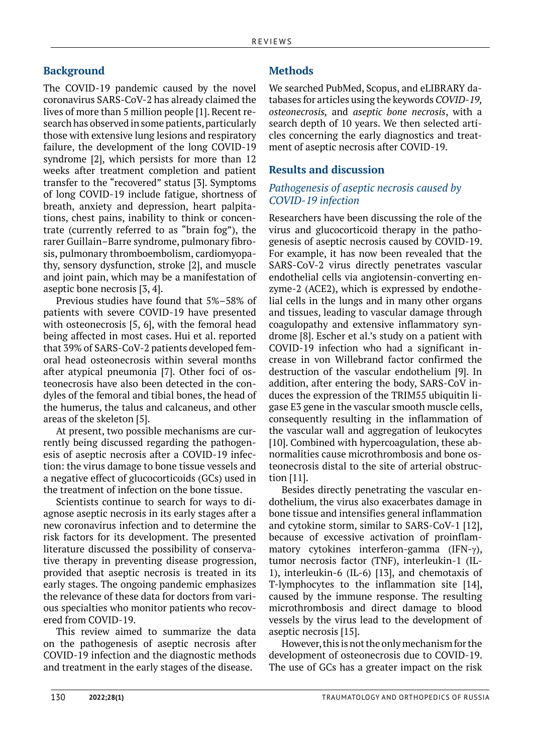## Background

The COVID-19 pandemic caused by the novel coronavirus SARS-CoV-2 has already claimed the lives of more than 5 million people [1]. Recent research has observed in some patients, particularly those with extensive lung lesions and respiratory failure, the development of the long COVID-19 syndrome [2], which persists for more than 12 weeks after treatment completion and patient transfer to the "recovered" status [3]. Symptoms of long COVID-19 include fatigue, shortness of breath, anxiety and depression, heart palpitations, chest pains, inability to think or concentrate (currently referred to as "brain fog"), the rarer Guillain–Barre syndrome, pulmonary fibrosis, pulmonary thromboembolism, cardiomyopathy, sensory dysfunction, stroke [2], and muscle and joint pain, which may be a manifestation of aseptic bone necrosis [3, 4].

Previous studies have found that 5%–58% of patients with severe COVID-19 have presented with osteonecrosis [5, 6], with the femoral head being affected in most cases. Hui et al. reported that 39% of SARS-CoV-2 patients developed femoral head osteonecrosis within several months after atypical pneumonia [7]. Other foci of osteonecrosis have also been detected in the condyles of the femoral and tibial bones, the head of the humerus, the talus and calcaneus, and other areas of the skeleton [5].

At present, two possible mechanisms are currently being discussed regarding the pathogenesis of aseptic necrosis after a COVID-19 infection: the virus damage to bone tissue vessels and a negative effect of glucocorticoids (GCs) used in the treatment of infection on the bone tissue.

Scientists continue to search for ways to diagnose aseptic necrosis in its early stages after a new coronavirus infection and to determine the risk factors for its development. The presented literature discussed the possibility of conservative therapy in preventing disease progression, provided that aseptic necrosis is treated in its early stages. The ongoing pandemic emphasizes the relevance of these data for doctors from various specialties who monitor patients who recovered from COVID-19.

This review aimed to summarize the data on the pathogenesis of aseptic necrosis after COVID-19 infection and the diagnostic methods and treatment in the early stages of the disease.

## Methods

We searched PubMed, Scopus, and eLIBRARY databases for articles using the keywords *COVID-19, osteonecrosis,* and *aseptic bone necrosis*, with a search depth of 10 years. We then selected articles concerning the early diagnostics and treatment of aseptic necrosis after COVID-19.

## Results and discussion

### *Pathogenesis of aseptic necrosis caused by COVID-19 infection*

Researchers have been discussing the role of the virus and glucocorticoid therapy in the pathogenesis of aseptic necrosis caused by COVID-19. For example, it has now been revealed that the SARS-CoV-2 virus directly penetrates vascular endothelial cells via angiotensin-converting enzyme-2 (ACE2), which is expressed by endothelial cells in the lungs and in many other organs and tissues, leading to vascular damage through coagulopathy and extensive inflammatory syndrome [8]. Escher et al.'s study on a patient with COVID-19 infection who had a significant increase in von Willebrand factor confirmed the destruction of the vascular endothelium [9]. In addition, after entering the body, SARS-CoV induces the expression of the TRIM55 ubiquitin ligase E3 gene in the vascular smooth muscle cells, consequently resulting in the inflammation of the vascular wall and aggregation of leukocytes [10]. Combined with hypercoagulation, these abnormalities cause microthrombosis and bone osteonecrosis distal to the site of arterial obstruction [11].

Besides directly penetrating the vascular endothelium, the virus also exacerbates damage in bone tissue and intensifies general inflammation and cytokine storm, similar to SARS-CoV-1 [12], because of excessive activation of proinflammatory cytokines interferon-gamma (IFN-γ), tumor necrosis factor (TNF), interleukin-1 (IL-1), interleukin-6 (IL-6) [13], and chemotaxis of T-lymphocytes to the inflammation site [14], caused by the immune response. The resulting microthrombosis and direct damage to blood vessels by the virus lead to the development of aseptic necrosis [15].

However, this is not the only mechanism for the development of osteonecrosis due to COVID-19. The use of GCs has a greater impact on the risk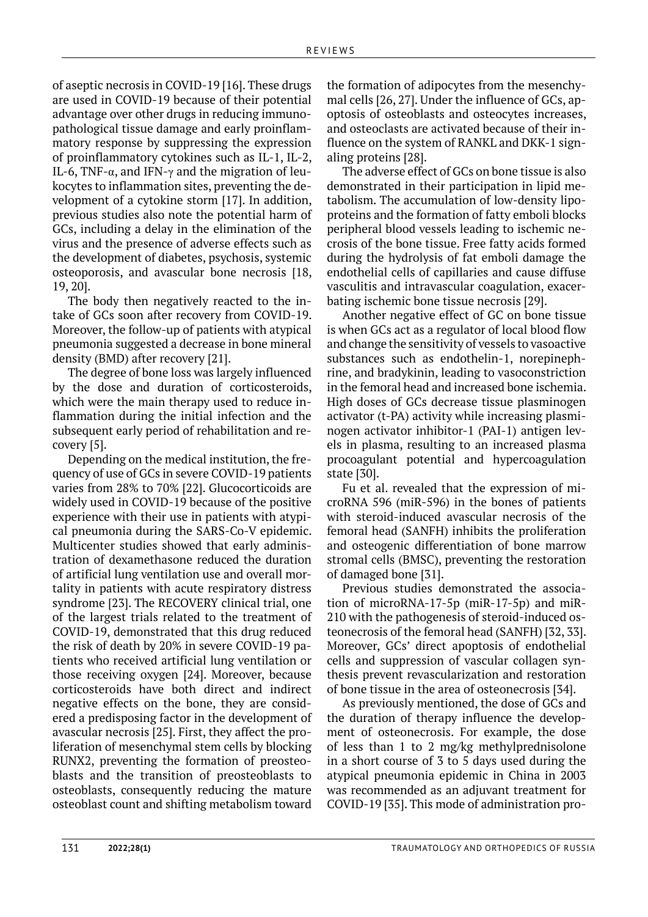of aseptic necrosis in COVID-19 [16]. These drugs are used in COVID-19 because of their potential advantage over other drugs in reducing immunopathological tissue damage and early proinflammatory response by suppressing the expression of proinflammatory cytokines such as IL-1, IL-2, IL-6, TNF-α, and IFN-γ and the migration of leukocytes to inflammation sites, preventing the development of a cytokine storm [17]. In addition, previous studies also note the potential harm of GCs, including a delay in the elimination of the virus and the presence of adverse effects such as the development of diabetes, psychosis, systemic osteoporosis, and avascular bone necrosis [18, 19, 20].

The body then negatively reacted to the intake of GCs soon after recovery from COVID-19. Moreover, the follow-up of patients with atypical pneumonia suggested a decrease in bone mineral density (BMD) after recovery [21].

The degree of bone loss was largely influenced by the dose and duration of corticosteroids, which were the main therapy used to reduce inflammation during the initial infection and the subsequent early period of rehabilitation and recovery [5].

Depending on the medical institution, the frequency of use of GCs in severe COVID-19 patients varies from 28% to 70% [22]. Glucocorticoids are widely used in COVID-19 because of the positive experience with their use in patients with atypical pneumonia during the SARS-Co-V epidemic. Multicenter studies showed that early administration of dexamethasone reduced the duration of artificial lung ventilation use and overall mortality in patients with acute respiratory distress syndrome [23]. The RECOVERY clinical trial, one of the largest trials related to the treatment of COVID-19, demonstrated that this drug reduced the risk of death by 20% in severe COVID-19 patients who received artificial lung ventilation or those receiving oxygen [24]. Moreover, because corticosteroids have both direct and indirect negative effects on the bone, they are considered a predisposing factor in the development of avascular necrosis [25]. First, they affect the proliferation of mesenchymal stem cells by blocking RUNX2, preventing the formation of preosteoblasts and the transition of preosteoblasts to osteoblasts, consequently reducing the mature osteoblast count and shifting metabolism toward the formation of adipocytes from the mesenchymal cells [26, 27]. Under the influence of GCs, apoptosis of osteoblasts and osteocytes increases, and osteoclasts are activated because of their influence on the system of RANKL and DKK-1 signaling proteins [28].

The adverse effect of GCs on bone tissue is also demonstrated in their participation in lipid metabolism. The accumulation of low-density lipoproteins and the formation of fatty emboli blocks peripheral blood vessels leading to ischemic necrosis of the bone tissue. Free fatty acids formed during the hydrolysis of fat emboli damage the endothelial cells of capillaries and cause diffuse vasculitis and intravascular coagulation, exacerbating ischemic bone tissue necrosis [29].

Another negative effect of GC on bone tissue is when GCs act as a regulator of local blood flow and change the sensitivity of vessels to vasoactive substances such as endothelin-1, norepinephrine, and bradykinin, leading to vasoconstriction in the femoral head and increased bone ischemia. High doses of GCs decrease tissue plasminogen activator (t-PA) activity while increasing plasminogen activator inhibitor-1 (PAI-1) antigen levels in plasma, resulting to an increased plasma procoagulant potential and hypercoagulation state [30].

Fu et al. revealed that the expression of microRNA 596 (miR-596) in the bones of patients with steroid-induced avascular necrosis of the femoral head (SANFH) inhibits the proliferation and osteogenic differentiation of bone marrow stromal cells (BMSC), preventing the restoration of damaged bone [31].

Previous studies demonstrated the association of microRNA-17-5p (miR-17-5p) and miR-210 with the pathogenesis of steroid-induced osteonecrosis of the femoral head (SANFH) [32, 33]. Moreover, GCs' direct apoptosis of endothelial cells and suppression of vascular collagen synthesis prevent revascularization and restoration of bone tissue in the area of osteonecrosis [34].

As previously mentioned, the dose of GCs and the duration of therapy influence the development of osteonecrosis. For example, the dose of less than 1 to 2 mg/kg methylprednisolone in a short course of 3 to 5 days used during the atypical pneumonia epidemic in China in 2003 was recommended as an adjuvant treatment for COVID-19 [35]. This mode of administration pro-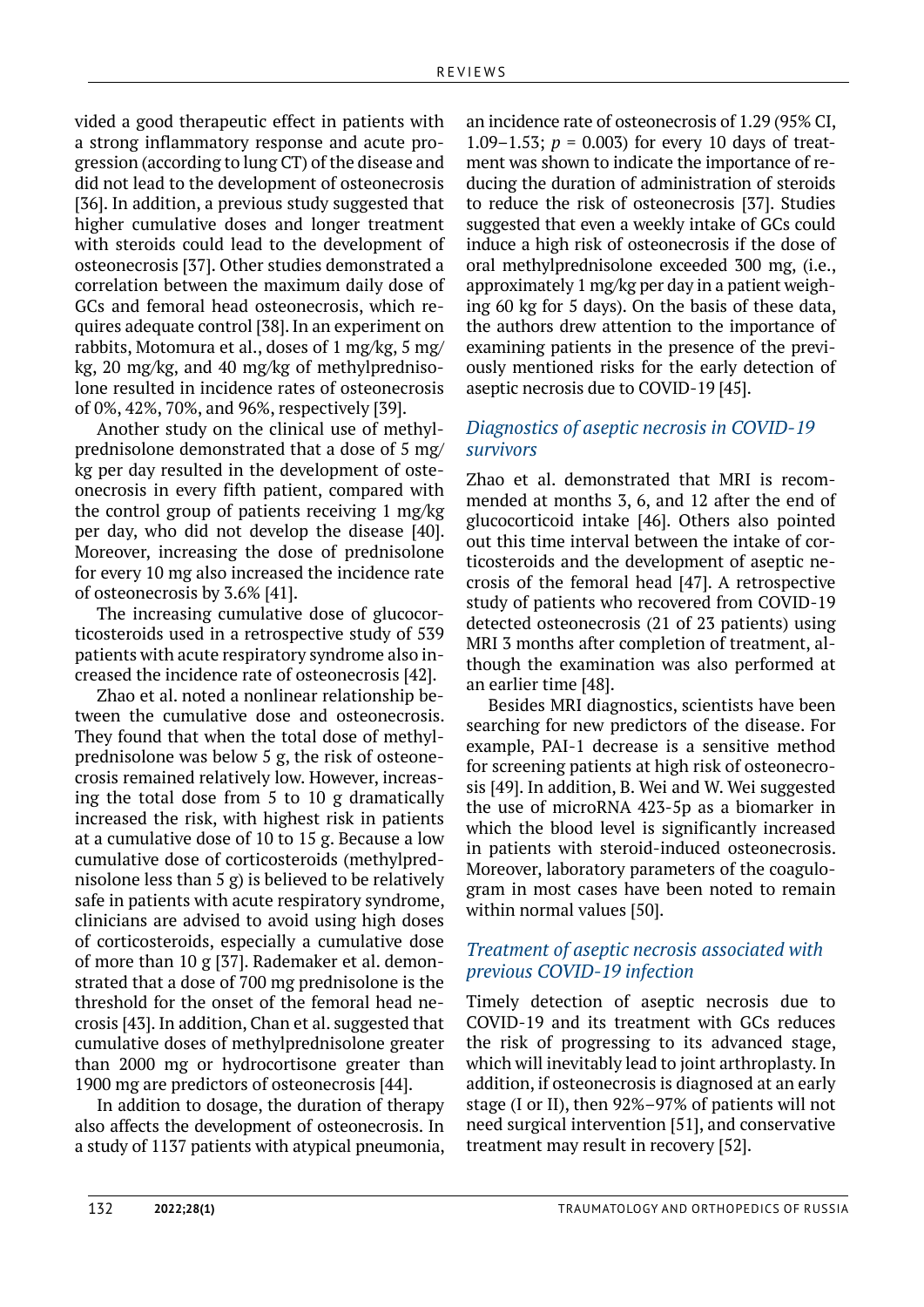vided a good therapeutic effect in patients with a strong inflammatory response and acute progression (according to lung CT) of the disease and did not lead to the development of osteonecrosis [36]. In addition, a previous study suggested that higher cumulative doses and longer treatment with steroids could lead to the development of osteonecrosis [37]. Other studies demonstrated a correlation between the maximum daily dose of GCs and femoral head osteonecrosis, which requires adequate control [38]. In an experiment on rabbits, Motomura et al., doses of 1 mg/kg, 5 mg/kg, 20 mg/kg, and 40 mg/kg of methylprednisolone resulted in incidence rates of osteonecrosis of 0%, 42%, 70%, and 96%, respectively [39].

Another study on the clinical use of methylprednisolone demonstrated that a dose of 5 mg/kg per day resulted in the development of osteonecrosis in every fifth patient, compared with the control group of patients receiving 1 mg/kg per day, who did not develop the disease [40]. Moreover, increasing the dose of prednisolone for every 10 mg also increased the incidence rate of osteonecrosis by 3.6% [41].

The increasing cumulative dose of glucocorticosteroids used in a retrospective study of 539 patients with acute respiratory syndrome also increased the incidence rate of osteonecrosis [42].

Zhao et al. noted a nonlinear relationship between the cumulative dose and osteonecrosis. They found that when the total dose of methylprednisolone was below 5 g, the risk of osteonecrosis remained relatively low. However, increasing the total dose from 5 to 10 g dramatically increased the risk, with highest risk in patients at a cumulative dose of 10 to 15 g. Because a low cumulative dose of corticosteroids (methylprednisolone less than 5 g) is believed to be relatively safe in patients with acute respiratory syndrome, clinicians are advised to avoid using high doses of corticosteroids, especially a cumulative dose of more than 10 g [37]. Rademaker et al. demonstrated that a dose of 700 mg prednisolone is the threshold for the onset of the femoral head necrosis [43]. In addition, Chan et al. suggested that cumulative doses of methylprednisolone greater than 2000 mg or hydrocortisone greater than 1900 mg are predictors of osteonecrosis [44].

In addition to dosage, the duration of therapy also affects the development of osteonecrosis. In a study of 1137 patients with atypical pneumonia, an incidence rate of osteonecrosis of 1.29 (95% CI, 1.09–1.53; $p = 0.003$) for every 10 days of treatment was shown to indicate the importance of reducing the duration of administration of steroids to reduce the risk of osteonecrosis [37]. Studies suggested that even a weekly intake of GCs could induce a high risk of osteonecrosis if the dose of oral methylprednisolone exceeded 300 mg, (i.e., approximately 1 mg/kg per day in a patient weighing 60 kg for 5 days). On the basis of these data, the authors drew attention to the importance of examining patients in the presence of the previously mentioned risks for the early detection of aseptic necrosis due to COVID-19 [45].

### *Diagnostics of aseptic necrosis in COVID-19 survivors*

Zhao et al. demonstrated that MRI is recommended at months 3, 6, and 12 after the end of glucocorticoid intake [46]. Others also pointed out this time interval between the intake of corticosteroids and the development of aseptic necrosis of the femoral head [47]. A retrospective study of patients who recovered from COVID-19 detected osteonecrosis (21 of 23 patients) using MRI 3 months after completion of treatment, although the examination was also performed at an earlier time [48].

Besides MRI diagnostics, scientists have been searching for new predictors of the disease. For example, PAI-1 decrease is a sensitive method for screening patients at high risk of osteonecrosis [49]. In addition, B. Wei and W. Wei suggested the use of microRNA 423-5p as a biomarker in which the blood level is significantly increased in patients with steroid-induced osteonecrosis. Moreover, laboratory parameters of the coagulogram in most cases have been noted to remain within normal values [50].

### *Treatment of aseptic necrosis associated with previous COVID-19 infection*

Timely detection of aseptic necrosis due to COVID-19 and its treatment with GCs reduces the risk of progressing to its advanced stage, which will inevitably lead to joint arthroplasty. In addition, if osteonecrosis is diagnosed at an early stage (I or II), then 92%–97% of patients will not need surgical intervention [51], and conservative treatment may result in recovery [52].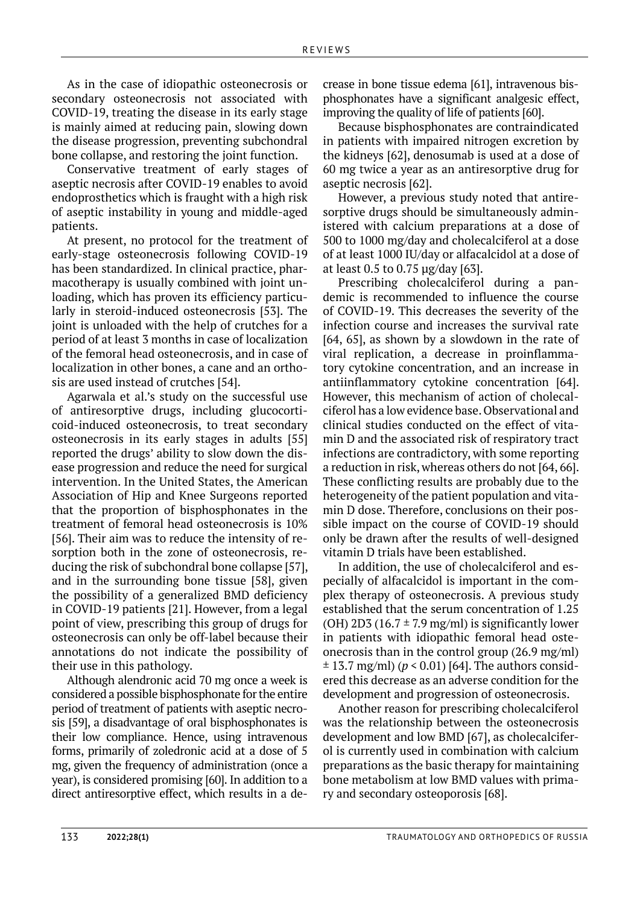As in the case of idiopathic osteonecrosis or secondary osteonecrosis not associated with COVID-19, treating the disease in its early stage is mainly aimed at reducing pain, slowing down the disease progression, preventing subchondral bone collapse, and restoring the joint function.

Conservative treatment of early stages of aseptic necrosis after COVID-19 enables to avoid endoprosthetics which is fraught with a high risk of aseptic instability in young and middle-aged patients.

At present, no protocol for the treatment of early-stage osteonecrosis following COVID-19 has been standardized. In clinical practice, pharmacotherapy is usually combined with joint unloading, which has proven its efficiency particularly in steroid-induced osteonecrosis [53]. The joint is unloaded with the help of crutches for a period of at least 3 months in case of localization of the femoral head osteonecrosis, and in case of localization in other bones, a cane and an orthosis are used instead of crutches [54].

Agarwala et al.'s study on the successful use of antiresorptive drugs, including glucocorticoid-induced osteonecrosis, to treat secondary osteonecrosis in its early stages in adults [55] reported the drugs' ability to slow down the disease progression and reduce the need for surgical intervention. In the United States, the American Association of Hip and Knee Surgeons reported that the proportion of bisphosphonates in the treatment of femoral head osteonecrosis is 10% [56]. Their aim was to reduce the intensity of resorption both in the zone of osteonecrosis, reducing the risk of subchondral bone collapse [57], and in the surrounding bone tissue [58], given the possibility of a generalized BMD deficiency in COVID-19 patients [21]. However, from a legal point of view, prescribing this group of drugs for osteonecrosis can only be off-label because their annotations do not indicate the possibility of their use in this pathology.

Although alendronic acid 70 mg once a week is considered a possible bisphosphonate for the entire period of treatment of patients with aseptic necrosis [59], a disadvantage of oral bisphosphonates is their low compliance. Hence, using intravenous forms, primarily of zoledronic acid at a dose of 5 mg, given the frequency of administration (once a year), is considered promising [60]. In addition to a direct antiresorptive effect, which results in a decrease in bone tissue edema [61], intravenous bisphosphonates have a significant analgesic effect, improving the quality of life of patients [60].

Because bisphosphonates are contraindicated in patients with impaired nitrogen excretion by the kidneys [62], denosumab is used at a dose of 60 mg twice a year as an antiresorptive drug for aseptic necrosis [62].

However, a previous study noted that antiresorptive drugs should be simultaneously administered with calcium preparations at a dose of 500 to 1000 mg/day and cholecalciferol at a dose of at least 1000 IU/day or alfacalcidol at a dose of at least 0.5 to 0.75 µg/day [63].

Prescribing cholecalciferol during a pandemic is recommended to influence the course of COVID-19. This decreases the severity of the infection course and increases the survival rate [64, 65], as shown by a slowdown in the rate of viral replication, a decrease in proinflammatory cytokine concentration, and an increase in antiinflammatory cytokine concentration [64]. However, this mechanism of action of cholecalciferol has a low evidence base. Observational and clinical studies conducted on the effect of vitamin D and the associated risk of respiratory tract infections are contradictory, with some reporting a reduction in risk, whereas others do not [64, 66]. These conflicting results are probably due to the heterogeneity of the patient population and vitamin D dose. Therefore, conclusions on their possible impact on the course of COVID-19 should only be drawn after the results of well-designed vitamin D trials have been established.

In addition, the use of cholecalciferol and especially of alfacalcidol is important in the complex therapy of osteonecrosis. A previous study established that the serum concentration of 1.25 (OH) 2D3 ($16.7 \pm 7.9$ mg/ml) is significantly lower in patients with idiopathic femoral head osteonecrosis than in the control group (26.9 mg/ml) $\pm$ 13.7 mg/ml) ($p < 0.01$) [64]. The authors considered this decrease as an adverse condition for the development and progression of osteonecrosis.

Another reason for prescribing cholecalciferol was the relationship between the osteonecrosis development and low BMD [67], as cholecalciferol is currently used in combination with calcium preparations as the basic therapy for maintaining bone metabolism at low BMD values with primary and secondary osteoporosis [68].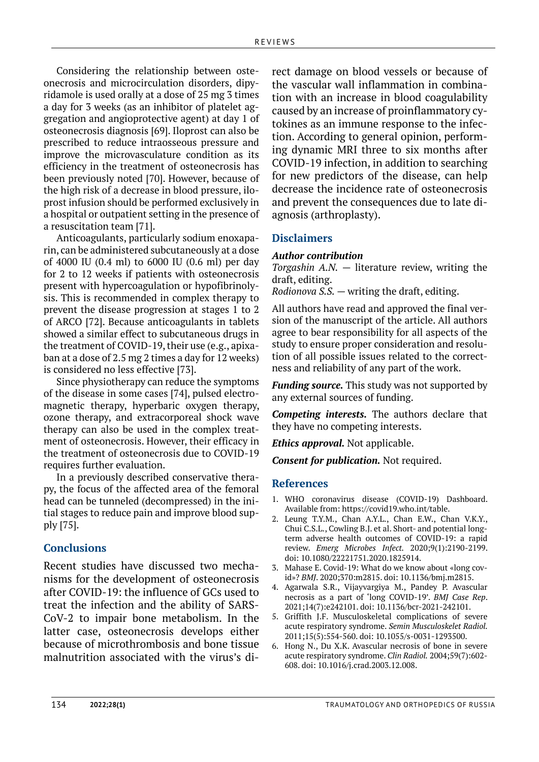Considering the relationship between osteonecrosis and microcirculation disorders, dipyridamole is used orally at a dose of 25 mg 3 times a day for 3 weeks (as an inhibitor of platelet aggregation and angioprotective agent) at day 1 of osteonecrosis diagnosis [69]. Iloprost can also be prescribed to reduce intraosseous pressure and improve the microvasculature condition as its efficiency in the treatment of osteonecrosis has been previously noted [70]. However, because of the high risk of a decrease in blood pressure, iloprost infusion should be performed exclusively in a hospital or outpatient setting in the presence of a resuscitation team [71].

Anticoagulants, particularly sodium enoxaparin, can be administered subcutaneously at a dose of 4000 IU (0.4 ml) to 6000 IU (0.6 ml) per day for 2 to 12 weeks if patients with osteonecrosis present with hypercoagulation or hypofibrinolysis. This is recommended in complex therapy to prevent the disease progression at stages 1 to 2 of ARCO [72]. Because anticoagulants in tablets showed a similar effect to subcutaneous drugs in the treatment of COVID-19, their use (e.g., apixaban at a dose of 2.5 mg 2 times a day for 12 weeks) is considered no less effective [73].

Since physiotherapy can reduce the symptoms of the disease in some cases [74], pulsed electromagnetic therapy, hyperbaric oxygen therapy, ozone therapy, and extracorporeal shock wave therapy can also be used in the complex treatment of osteonecrosis. However, their efficacy in the treatment of osteonecrosis due to COVID-19 requires further evaluation.

In a previously described conservative therapy, the focus of the affected area of the femoral head can be tunneled (decompressed) in the initial stages to reduce pain and improve blood supply [75].

## Conclusions

Recent studies have discussed two mechanisms for the development of osteonecrosis after COVID-19: the influence of GCs used to treat the infection and the ability of SARS-CoV-2 to impair bone metabolism. In the latter case, osteonecrosis develops either because of microthrombosis and bone tissue malnutrition associated with the virus's direct damage on blood vessels or because of the vascular wall inflammation in combination with an increase in blood coagulability caused by an increase of proinflammatory cytokines as an immune response to the infection. According to general opinion, performing dynamic MRI three to six months after COVID-19 infection, in addition to searching for new predictors of the disease, can help decrease the incidence rate of osteonecrosis and prevent the consequences due to late diagnosis (arthroplasty).

## Disclaimers

***Author contribution***

*Torgashin A.N.* — literature review, writing the draft, editing.

*Rodionova S.S.* — writing the draft, editing.

All authors have read and approved the final version of the manuscript of the article. All authors agree to bear responsibility for all aspects of the study to ensure proper consideration and resolution of all possible issues related to the correctness and reliability of any part of the work.

***Funding source.*** This study was not supported by any external sources of funding.

***Competing interests.*** The authors declare that they have no competing interests.

***Ethics approval.*** Not applicable.

***Consent for publication.*** Not required.

## References

1. WHO coronavirus disease (COVID-19) Dashboard. Available from: https://covid19.who.int/table.
2. Leung T.Y.M., Chan A.Y.L., Chan E.W., Chan V.K.Y., Chui C.S.L., Cowling B.J. et al. Short- and potential long-term adverse health outcomes of COVID-19: a rapid review. *Emerg Microbes Infect.* 2020;9(1):2190-2199. doi: 10.1080/22221751.2020.1825914.
3. Mahase E. Covid-19: What do we know about «long covid»? *BMJ*. 2020;370:m2815. doi: 10.1136/bmj.m2815.
4. Agarwala S.R., Vijayvargiya M., Pandey P. Avascular necrosis as a part of 'long COVID-19'. *BMJ Case Rep*. 2021;14(7):e242101. doi: 10.1136/bcr-2021-242101.
5. Griffith J.F. Musculoskeletal complications of severe acute respiratory syndrome. *Semin Musculoskelet Radiol.* 2011;15(5):554-560. doi: 10.1055/s-0031-1293500.
6. Hong N., Du X.K. Avascular necrosis of bone in severe acute respiratory syndrome. *Clin Radiol.* 2004;59(7):602-608. doi: 10.1016/j.crad.2003.12.008.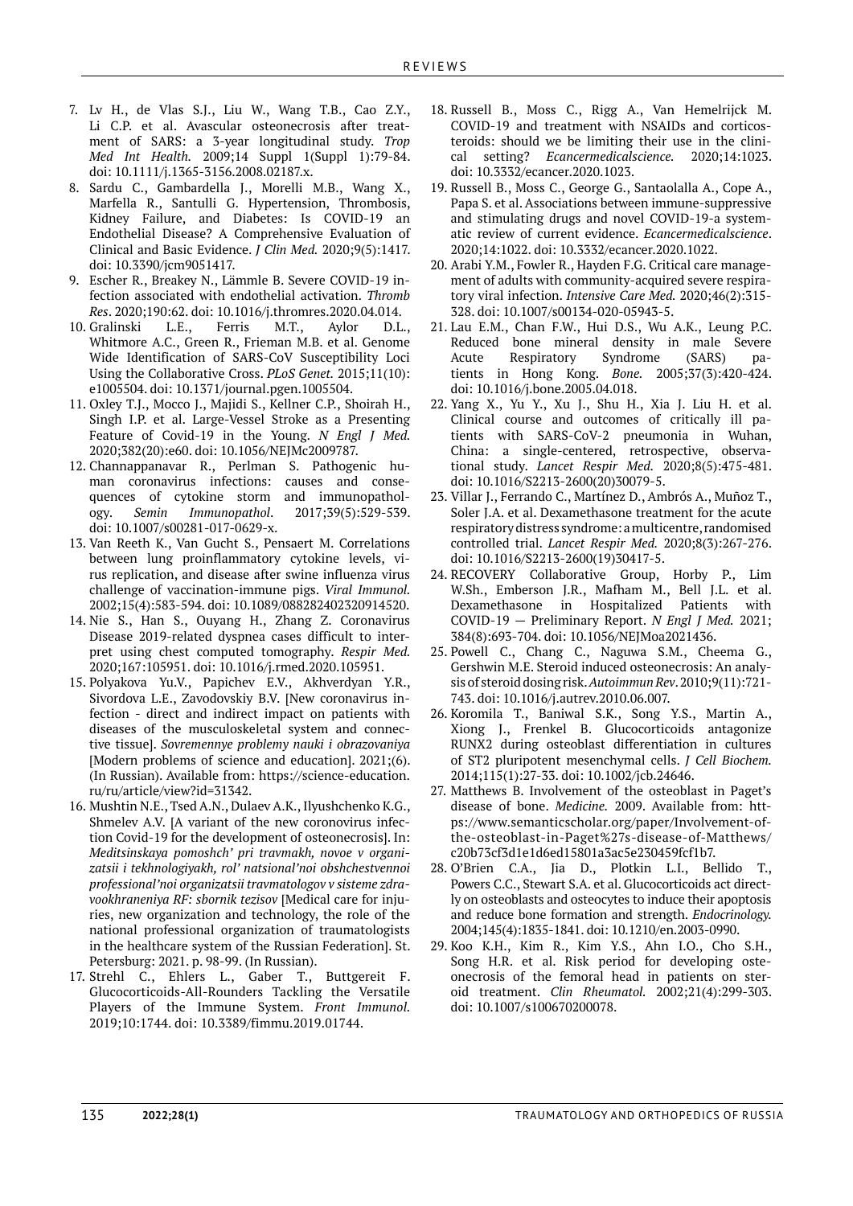7. Lv H., de Vlas S.J., Liu W., Wang T.B., Cao Z.Y., Li C.P. et al. Avascular osteonecrosis after treatment of SARS: a 3-year longitudinal study. *Trop Med Int Health.* 2009;14 Suppl 1(Suppl 1):79-84. doi: 10.1111/j.1365-3156.2008.02187.x.
8. Sardu C., Gambardella J., Morelli M.B., Wang X., Marfella R., Santulli G. Hypertension, Thrombosis, Kidney Failure, and Diabetes: Is COVID-19 an Endothelial Disease? A Comprehensive Evaluation of Clinical and Basic Evidence. *J Clin Med.* 2020;9(5):1417. doi: 10.3390/jcm9051417.
9. Escher R., Breakey N., Lämmle B. Severe COVID-19 infection associated with endothelial activation. *Thromb Res*. 2020;190:62. doi: 10.1016/j.thromres.2020.04.014.
10. Gralinski L.E., Ferris M.T., Aylor D.L., Whitmore A.C., Green R., Frieman M.B. et al. Genome Wide Identification of SARS-CoV Susceptibility Loci Using the Collaborative Cross. *PLoS Genet.* 2015;11(10): e1005504. doi: 10.1371/journal.pgen.1005504.
11. Oxley T.J., Mocco J., Majidi S., Kellner C.P., Shoirah H., Singh I.P. et al. Large-Vessel Stroke as a Presenting Feature of Covid-19 in the Young. *N Engl J Med.* 2020;382(20):e60. doi: 10.1056/NEJMc2009787.
12. Channappanavar R., Perlman S. Pathogenic human coronavirus infections: causes and consequences of cytokine storm and immunopathology. *Semin Immunopathol*. 2017;39(5):529-539. doi: 10.1007/s00281-017-0629-x.
13. Van Reeth K., Van Gucht S., Pensaert M. Correlations between lung proinflammatory cytokine levels, virus replication, and disease after swine influenza virus challenge of vaccination-immune pigs. *Viral Immunol.* 2002;15(4):583-594. doi: 10.1089/088282402320914520.
14. Nie S., Han S., Ouyang H., Zhang Z. Coronavirus Disease 2019-related dyspnea cases difficult to interpret using chest computed tomography. *Respir Med.* 2020;167:105951. doi: 10.1016/j.rmed.2020.105951.
15. Polyakova Yu.V., Papichev E.V., Akhverdyan Y.R., Sivordova L.E., Zavodovskiy B.V. [New coronavirus infection - direct and indirect impact on patients with diseases of the musculoskeletal system and connective tissue]. *Sovremennye problemy nauki i obrazovaniya* [Modern problems of science and education]. 2021;(6). (In Russian). Available from: https://science-education.ru/ru/article/view?id=31342.
16. Mushtin N.E., Tsed A.N., Dulaev A.K., Ilyushchenko K.G., Shmelev A.V. [A variant of the new coronovirus infection Covid-19 for the development of osteonecrosis]. In: *Meditsinskaya pomoshch' pri travmakh, novoe v organizatsii i tekhnologiyakh, rol' natsional'noi obshchestvennoi professional'noi organizatsii travmatologov v sisteme zdravookhraneniya RF: sbornik tezisov* [Medical care for injuries, new organization and technology, the role of the national professional organization of traumatologists in the healthcare system of the Russian Federation]. St. Petersburg: 2021. p. 98-99. (In Russian).
17. Strehl C., Ehlers L., Gaber T., Buttgereit F. Glucocorticoids-All-Rounders Tackling the Versatile Players of the Immune System. *Front Immunol.* 2019;10:1744. doi: 10.3389/fimmu.2019.01744.
18. Russell B., Moss C., Rigg A., Van Hemelrijck M. COVID-19 and treatment with NSAIDs and corticosteroids: should we be limiting their use in the clinical setting? *Ecancermedicalscience.* 2020;14:1023. doi: 10.3332/ecancer.2020.1023.
19. Russell B., Moss C., George G., Santaolalla A., Cope A., Papa S. et al. Associations between immune-suppressive and stimulating drugs and novel COVID-19-a systematic review of current evidence. *Ecancermedicalscience*. 2020;14:1022. doi: 10.3332/ecancer.2020.1022.
20. Arabi Y.M., Fowler R., Hayden F.G. Critical care management of adults with community-acquired severe respiratory viral infection. *Intensive Care Med.* 2020;46(2):315-328. doi: 10.1007/s00134-020-05943-5.
21. Lau E.M., Chan F.W., Hui D.S., Wu A.K., Leung P.C. Reduced bone mineral density in male Severe Acute Respiratory Syndrome (SARS) patients in Hong Kong. *Bone.* 2005;37(3):420-424. doi: 10.1016/j.bone.2005.04.018.
22. Yang X., Yu Y., Xu J., Shu H., Xia J. Liu H. et al. Clinical course and outcomes of critically ill patients with SARS-CoV-2 pneumonia in Wuhan, China: a single-centered, retrospective, observational study. *Lancet Respir Med.* 2020;8(5):475-481. doi: 10.1016/S2213-2600(20)30079-5.
23. Villar J., Ferrando C., Martínez D., Ambrós A., Muñoz T., Soler J.A. et al. Dexamethasone treatment for the acute respiratory distress syndrome: a multicentre, randomised controlled trial. *Lancet Respir Med.* 2020;8(3):267-276. doi: 10.1016/S2213-2600(19)30417-5.
24. RECOVERY Collaborative Group, Horby P., Lim W.Sh., Emberson J.R., Mafham M., Bell J.L. et al. Dexamethasone in Hospitalized Patients with COVID-19 — Preliminary Report. *N Engl J Med.* 2021; 384(8):693-704. doi: 10.1056/NEJMoa2021436.
25. Powell C., Chang C., Naguwa S.M., Cheema G., Gershwin M.E. Steroid induced osteonecrosis: An analysis of steroid dosing risk. *Autoimmun Rev*. 2010;9(11):721-743. doi: 10.1016/j.autrev.2010.06.007.
26. Koromila T., Baniwal S.K., Song Y.S., Martin A., Xiong J., Frenkel B. Glucocorticoids antagonize RUNX2 during osteoblast differentiation in cultures of ST2 pluripotent mesenchymal cells. *J Cell Biochem.* 2014;115(1):27-33. doi: 10.1002/jcb.24646.
27. Matthews B. Involvement of the osteoblast in Paget's disease of bone. *Medicine.* 2009. Available from: https://www.semanticscholar.org/paper/Involvement-of-the-osteoblast-in-Paget%27s-disease-of-Matthews/c20b73cf3d1e1d6ed15801a3ac5e230459fcf1b7.
28. O'Brien C.A., Jia D., Plotkin L.I., Bellido T., Powers C.C., Stewart S.A. et al. Glucocorticoids act directly on osteoblasts and osteocytes to induce their apoptosis and reduce bone formation and strength. *Endocrinology.* 2004;145(4):1835-1841. doi: 10.1210/en.2003-0990.
29. Koo K.H., Kim R., Kim Y.S., Ahn I.O., Cho S.H., Song H.R. et al. Risk period for developing osteonecrosis of the femoral head in patients on steroid treatment. *Clin Rheumatol.* 2002;21(4):299-303. doi: 10.1007/s100670200078.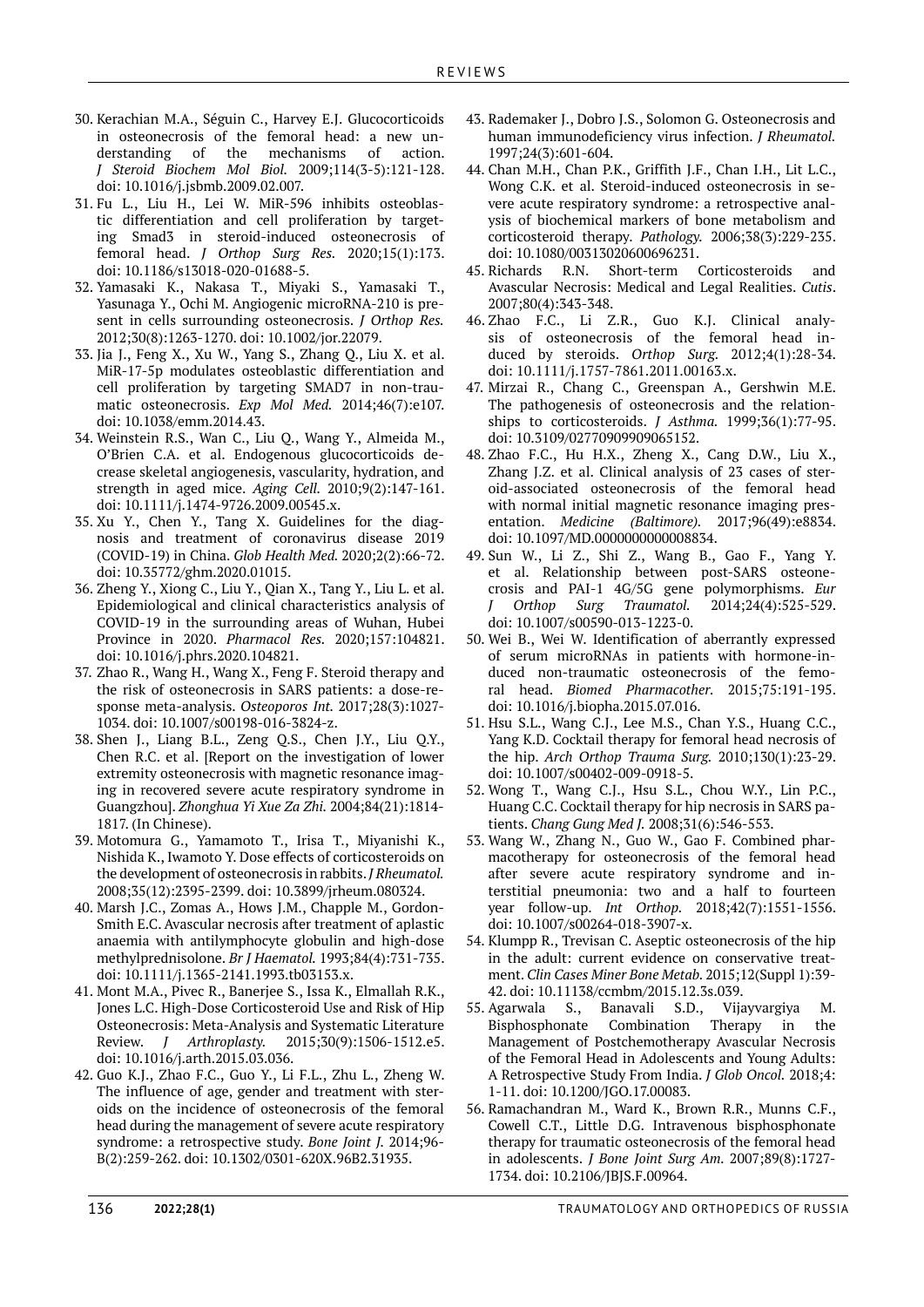30. Kerachian M.A., Séguin C., Harvey E.J. Glucocorticoids in osteonecrosis of the femoral head: a new understanding of the mechanisms of action. *J Steroid Biochem Mol Biol.* 2009;114(3-5):121-128. doi: 10.1016/j.jsbmb.2009.02.007.
31. Fu L., Liu H., Lei W. MiR-596 inhibits osteoblastic differentiation and cell proliferation by targeting Smad3 in steroid-induced osteonecrosis of femoral head. *J Orthop Surg Res.* 2020;15(1):173. doi: 10.1186/s13018-020-01688-5.
32. Yamasaki K., Nakasa T., Miyaki S., Yamasaki T., Yasunaga Y., Ochi M. Angiogenic microRNA-210 is present in cells surrounding osteonecrosis. *J Orthop Res.* 2012;30(8):1263-1270. doi: 10.1002/jor.22079.
33. Jia J., Feng X., Xu W., Yang S., Zhang Q., Liu X. et al. MiR-17-5p modulates osteoblastic differentiation and cell proliferation by targeting SMAD7 in non-traumatic osteonecrosis. *Exp Mol Med.* 2014;46(7):e107. doi: 10.1038/emm.2014.43.
34. Weinstein R.S., Wan C., Liu Q., Wang Y., Almeida M., O'Brien C.A. et al. Endogenous glucocorticoids decrease skeletal angiogenesis, vascularity, hydration, and strength in aged mice. *Aging Cell.* 2010;9(2):147-161. doi: 10.1111/j.1474-9726.2009.00545.x.
35. Xu Y., Chen Y., Tang X. Guidelines for the diagnosis and treatment of coronavirus disease 2019 (COVID-19) in China. *Glob Health Med.* 2020;2(2):66-72. doi: 10.35772/ghm.2020.01015.
36. Zheng Y., Xiong C., Liu Y., Qian X., Tang Y., Liu L. et al. Epidemiological and clinical characteristics analysis of COVID-19 in the surrounding areas of Wuhan, Hubei Province in 2020. *Pharmacol Res.* 2020;157:104821. doi: 10.1016/j.phrs.2020.104821.
37. Zhao R., Wang H., Wang X., Feng F. Steroid therapy and the risk of osteonecrosis in SARS patients: a dose-response meta-analysis. *Osteoporos Int.* 2017;28(3):1027-1034. doi: 10.1007/s00198-016-3824-z.
38. Shen J., Liang B.L., Zeng Q.S., Chen J.Y., Liu Q.Y., Chen R.C. et al. [Report on the investigation of lower extremity osteonecrosis with magnetic resonance imaging in recovered severe acute respiratory syndrome in Guangzhou]. *Zhonghua Yi Xue Za Zhi.* 2004;84(21):1814-1817. (In Chinese).
39. Motomura G., Yamamoto T., Irisa T., Miyanishi K., Nishida K., Iwamoto Y. Dose effects of corticosteroids on the development of osteonecrosis in rabbits. *J Rheumatol.* 2008;35(12):2395-2399. doi: 10.3899/jrheum.080324.
40. Marsh J.C., Zomas A., Hows J.M., Chapple M., Gordon-Smith E.C. Avascular necrosis after treatment of aplastic anaemia with antilymphocyte globulin and high-dose methylprednisolone. *Br J Haematol.* 1993;84(4):731-735. doi: 10.1111/j.1365-2141.1993.tb03153.x.
41. Mont M.A., Pivec R., Banerjee S., Issa K., Elmallah R.K., Jones L.C. High-Dose Corticosteroid Use and Risk of Hip Osteonecrosis: Meta-Analysis and Systematic Literature Review. *J Arthroplasty.* 2015;30(9):1506-1512.e5. doi: 10.1016/j.arth.2015.03.036.
42. Guo K.J., Zhao F.C., Guo Y., Li F.L., Zhu L., Zheng W. The influence of age, gender and treatment with steroids on the incidence of osteonecrosis of the femoral head during the management of severe acute respiratory syndrome: a retrospective study. *Bone Joint J.* 2014;96-B(2):259-262. doi: 10.1302/0301-620X.96B2.31935.
43. Rademaker J., Dobro J.S., Solomon G. Osteonecrosis and human immunodeficiency virus infection. *J Rheumatol.* 1997;24(3):601-604.
44. Chan M.H., Chan P.K., Griffith J.F., Chan I.H., Lit L.C., Wong C.K. et al. Steroid-induced osteonecrosis in severe acute respiratory syndrome: a retrospective analysis of biochemical markers of bone metabolism and corticosteroid therapy. *Pathology.* 2006;38(3):229-235. doi: 10.1080/00313020600696231.
45. Richards R.N. Short-term Corticosteroids and Avascular Necrosis: Medical and Legal Realities. *Cutis.* 2007;80(4):343-348.
46. Zhao F.C., Li Z.R., Guo K.J. Clinical analysis of osteonecrosis of the femoral head induced by steroids. *Orthop Surg.* 2012;4(1):28-34. doi: 10.1111/j.1757-7861.2011.00163.x.
47. Mirzai R., Chang C., Greenspan A., Gershwin M.E. The pathogenesis of osteonecrosis and the relationships to corticosteroids. *J Asthma.* 1999;36(1):77-95. doi: 10.3109/02770909909065152.
48. Zhao F.C., Hu H.X., Zheng X., Cang D.W., Liu X., Zhang J.Z. et al. Clinical analysis of 23 cases of steroid-associated osteonecrosis of the femoral head with normal initial magnetic resonance imaging presentation. *Medicine (Baltimore).* 2017;96(49):e8834. doi: 10.1097/MD.0000000000008834.
49. Sun W., Li Z., Shi Z., Wang B., Gao F., Yang Y. et al. Relationship between post-SARS osteonecrosis and PAI-1 4G/5G gene polymorphisms. *Eur J Orthop Surg Traumatol.* 2014;24(4):525-529. doi: 10.1007/s00590-013-1223-0.
50. Wei B., Wei W. Identification of aberrantly expressed of serum microRNAs in patients with hormone-induced non-traumatic osteonecrosis of the femoral head. *Biomed Pharmacother.* 2015;75:191-195. doi: 10.1016/j.biopha.2015.07.016.
51. Hsu S.L., Wang C.J., Lee M.S., Chan Y.S., Huang C.C., Yang K.D. Cocktail therapy for femoral head necrosis of the hip. *Arch Orthop Trauma Surg.* 2010;130(1):23-29. doi: 10.1007/s00402-009-0918-5.
52. Wong T., Wang C.J., Hsu S.L., Chou W.Y., Lin P.C., Huang C.C. Cocktail therapy for hip necrosis in SARS patients. *Chang Gung Med J.* 2008;31(6):546-553.
53. Wang W., Zhang N., Guo W., Gao F. Combined pharmacotherapy for osteonecrosis of the femoral head after severe acute respiratory syndrome and interstitial pneumonia: two and a half to fourteen year follow-up. *Int Orthop.* 2018;42(7):1551-1556. doi: 10.1007/s00264-018-3907-x.
54. Klumpp R., Trevisan C. Aseptic osteonecrosis of the hip in the adult: current evidence on conservative treatment. *Clin Cases Miner Bone Metab.* 2015;12(Suppl 1):39-42. doi: 10.11138/ccmbm/2015.12.3s.039.
55. Agarwala S., Banavali S.D., Vijayvargiya M. Bisphosphonate Combination Therapy in the Management of Postchemotherapy Avascular Necrosis of the Femoral Head in Adolescents and Young Adults: A Retrospective Study From India. *J Glob Oncol.* 2018;4:1-11. doi: 10.1200/JGO.17.00083.
56. Ramachandran M., Ward K., Brown R.R., Munns C.F., Cowell C.T., Little D.G. Intravenous bisphosphonate therapy for traumatic osteonecrosis of the femoral head in adolescents. *J Bone Joint Surg Am.* 2007;89(8):1727-1734. doi: 10.2106/JBJS.F.00964.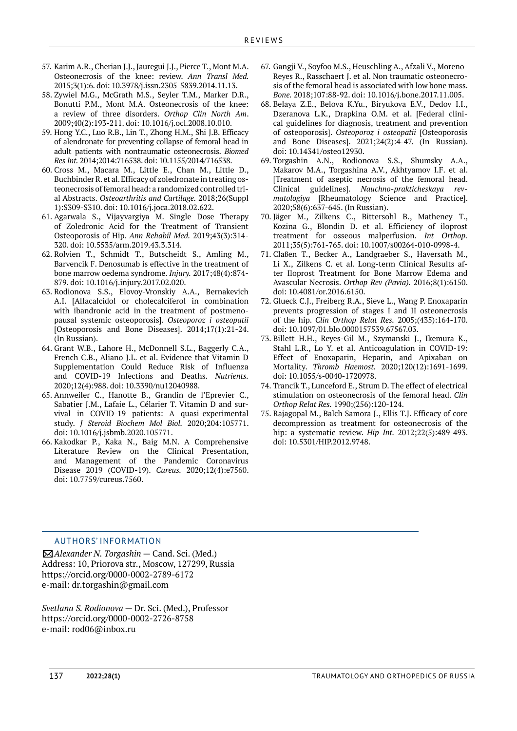57. Karim A.R., Cherian J.J., Jauregui J.J., Pierce T., Mont M.A. Osteonecrosis of the knee: review. *Ann Transl Med.* 2015;3(1):6. doi: 10.3978/j.issn.2305-5839.2014.11.13.
58. Zywiel M.G., McGrath M.S., Seyler T.M., Marker D.R., Bonutti P.M., Mont M.A. Osteonecrosis of the knee: a review of three disorders. *Orthop Clin North Am*. 2009;40(2):193-211. doi: 10.1016/j.ocl.2008.10.010.
59. Hong Y.C., Luo R.B., Lin T., Zhong H.M., Shi J.B. Efficacy of alendronate for preventing collapse of femoral head in adult patients with nontraumatic osteonecrosis. *Biomed Res Int.* 2014;2014:716538. doi: 10.1155/2014/716538.
60. Cross M., Macara M., Little E., Chan M., Little D., Buchbinder R. et al. Efficacy of zoledronate in treating osteonecrosis of femoral head: a randomized controlled trial Abstracts. *Osteoarthritis and Cartilage.* 2018;26(Suppl 1):S309-S310. doi: 10.1016/j.joca.2018.02.622.
61. Agarwala S., Vijayvargiya M. Single Dose Therapy of Zoledronic Acid for the Treatment of Transient Osteoporosis of Hip. *Ann Rehabil Med.* 2019;43(3):314-320. doi: 10.5535/arm.2019.43.3.314.
62. Rolvien T., Schmidt T., Butscheidt S., Amling M., Barvencik F. Denosumab is effective in the treatment of bone marrow oedema syndrome. *Injury.* 2017;48(4):874-879. doi: 10.1016/j.injury.2017.02.020.
63. Rodionova S.S., Elovoy-Vronskiy A.A., Bernakevich A.I. [Alfacalcidol or cholecalciferol in combination with ibandronic acid in the treatment of postmenopausal systemic osteoporosis]. *Osteoporoz i osteopatii* [Osteoporosis and Bone Diseases]. 2014;17(1):21-24. (In Russian).
64. Grant W.B., Lahore H., McDonnell S.L., Baggerly C.A., French C.B., Aliano J.L. et al. Evidence that Vitamin D Supplementation Could Reduce Risk of Influenza and COVID-19 Infections and Deaths. *Nutrients.* 2020;12(4):988. doi: 10.3390/nu12040988.
65. Annweiler C., Hanotte B., Grandin de l'Eprevier C., Sabatier J.M., Lafaie L., Célarier T. Vitamin D and survival in COVID-19 patients: A quasi-experimental study. *J Steroid Biochem Mol Biol.* 2020;204:105771. doi: 10.1016/j.jsbmb.2020.105771.
66. Kakodkar P., Kaka N., Baig M.N. A Comprehensive Literature Review on the Clinical Presentation, and Management of the Pandemic Coronavirus Disease 2019 (COVID-19). *Cureus.* 2020;12(4):e7560. doi: 10.7759/cureus.7560.
67. Gangji V., Soyfoo M.S., Heuschling A., Afzali V., Moreno-Reyes R., Rasschaert J. et al. Non traumatic osteonecrosis of the femoral head is associated with low bone mass. *Bone.* 2018;107:88-92. doi: 10.1016/j.bone.2017.11.005.
68. Belaya Z.E., Belova K.Yu., Biryukova E.V., Dedov I.I., Dzeranova L.K., Drapkina O.M. et al. [Federal clinical guidelines for diagnosis, treatment and prevention of osteoporosis]. *Osteoporoz i osteopatii* [Osteoporosis and Bone Diseases]. 2021;24(2):4-47. (In Russian). doi: 10.14341/osteo12930.
69. Torgashin A.N., Rodionova S.S., Shumsky A.A., Makarov M.A., Torgashina A.V., Akhtyamov I.F. et al. [Treatment of aseptic necrosis of the femoral head. Clinical guidelines]. *Nauchno-prakticheskaya revmatologiya* [Rheumatology Science and Practice]. 2020;58(6):637-645. (In Russian).
70. Jäger M., Zilkens C., Bittersohl B., Matheney T., Kozina G., Blondin D. et al. Efficiency of iloprost treatment for osseous malperfusion. *Int Orthop.* 2011;35(5):761-765. doi: 10.1007/s00264-010-0998-4.
71. Claßen T., Becker A., Landgraeber S., Haversath M., Li X., Zilkens C. et al. Long-term Clinical Results after Iloprost Treatment for Bone Marrow Edema and Avascular Necrosis. *Orthop Rev (Pavia).* 2016;8(1):6150. doi: 10.4081/or.2016.6150.
72. Glueck C.J., Freiberg R.A., Sieve L., Wang P. Enoxaparin prevents progression of stages I and II osteonecrosis of the hip. *Clin Orthop Relat Res.* 2005;(435):164-170. doi: 10.1097/01.blo.0000157539.67567.03.
73. Billett H.H., Reyes-Gil M., Szymanski J., Ikemura K., Stahl L.R., Lo Y. et al. Anticoagulation in COVID-19: Effect of Enoxaparin, Heparin, and Apixaban on Mortality. *Thromb Haemost.* 2020;120(12):1691-1699. doi: 10.1055/s-0040-1720978.
74. Trancik T., Lunceford E., Strum D. The effect of electrical stimulation on osteonecrosis of the femoral head. *Clin Orthop Relat Res.* 1990;(256):120-124.
75. Rajagopal M., Balch Samora J., Ellis T.J. Efficacy of core decompression as treatment for osteonecrosis of the hip: a systematic review. *Hip Int.* 2012;22(5):489-493. doi: 10.5301/HIP.2012.9748.

## AUTHORS' INFORMATION

✉ *Alexander N. Torgashin* — Cand. Sci. (Med.)
Address: 10, Priorova str., Moscow, 127299, Russia
https://orcid.org/0000-0002-2789-6172
e-mail: dr.torgashin@gmail.com

*Svetlana S. Rodionova* — Dr. Sci. (Med.), Professor
https://orcid.org/0000-0002-2726-8758
e-mail: rod06@inbox.ru